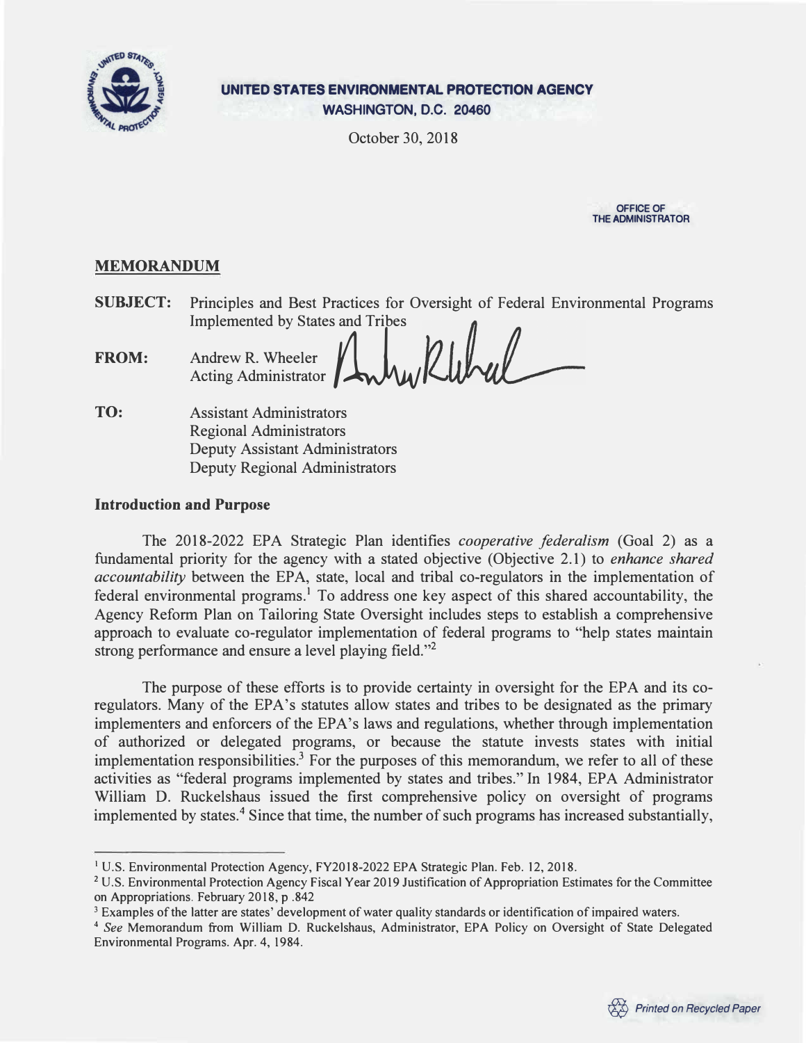**UNITED STATES ENVIRONMENTAL PROTECTION AGENCY**
**WASHINGTON, D.C. 20460**

October 30, 2018

OFFICE OF
THE ADMINISTRATOR

## MEMORANDUM

**SUBJECT:** Principles and Best Practices for Oversight of Federal Environmental Programs Implemented by States and Tribes

**FROM:** Andrew R. Wheeler
Acting Administrator

**TO:** Assistant Administrators
Regional Administrators
Deputy Assistant Administrators
Deputy Regional Administrators

### Introduction and Purpose

The 2018-2022 EPA Strategic Plan identifies *cooperative federalism* (Goal 2) as a fundamental priority for the agency with a stated objective (Objective 2.1) to *enhance shared accountability* between the EPA, state, local and tribal co-regulators in the implementation of federal environmental programs.[1] To address one key aspect of this shared accountability, the Agency Reform Plan on Tailoring State Oversight includes steps to establish a comprehensive approach to evaluate co-regulator implementation of federal programs to "help states maintain strong performance and ensure a level playing field."[2]

The purpose of these efforts is to provide certainty in oversight for the EPA and its co-regulators. Many of the EPA's statutes allow states and tribes to be designated as the primary implementers and enforcers of the EPA's laws and regulations, whether through implementation of authorized or delegated programs, or because the statute invests states with initial implementation responsibilities.[3] For the purposes of this memorandum, we refer to all of these activities as "federal programs implemented by states and tribes." In 1984, EPA Administrator William D. Ruckelshaus issued the first comprehensive policy on oversight of programs implemented by states.[4] Since that time, the number of such programs has increased substantially,

---

[1] U.S. Environmental Protection Agency, FY2018-2022 EPA Strategic Plan. Feb. 12, 2018.

[2] U.S. Environmental Protection Agency Fiscal Year 2019 Justification of Appropriation Estimates for the Committee on Appropriations. February 2018, p .842

[3] Examples of the latter are states' development of water quality standards or identification of impaired waters.

[4] *See* Memorandum from William D. Ruckelshaus, Administrator, EPA Policy on Oversight of State Delegated Environmental Programs. Apr. 4, 1984.

Printed on Recycled Paper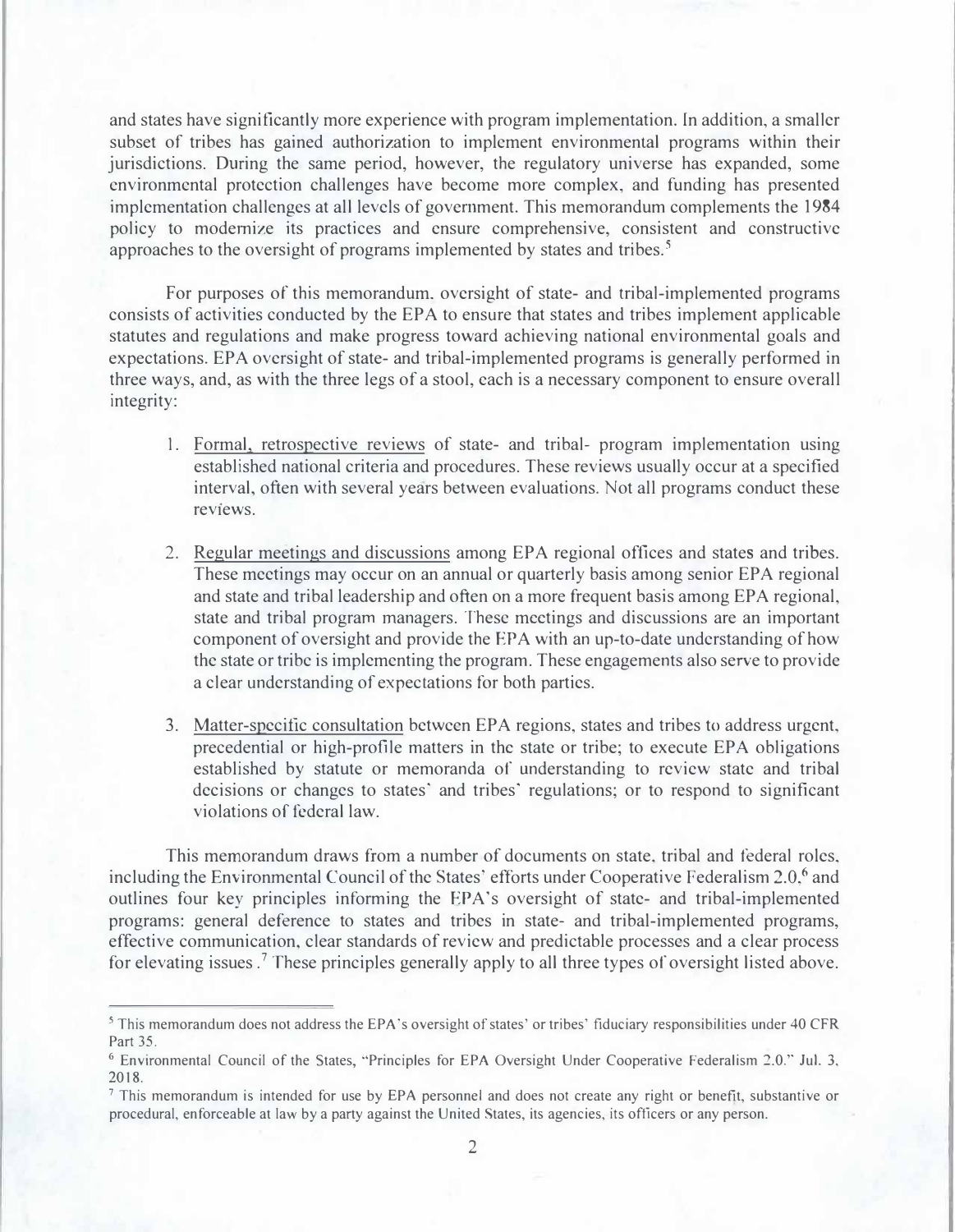and states have significantly more experience with program implementation. In addition, a smaller subset of tribes has gained authorization to implement environmental programs within their jurisdictions. During the same period, however, the regulatory universe has expanded, some environmental protection challenges have become more complex, and funding has presented implementation challenges at all levels of government. This memorandum complements the 1984 policy to modernize its practices and ensure comprehensive, consistent and constructive approaches to the oversight of programs implemented by states and tribes.[5]

For purposes of this memorandum, oversight of state- and tribal-implemented programs consists of activities conducted by the EPA to ensure that states and tribes implement applicable statutes and regulations and make progress toward achieving national environmental goals and expectations. EPA oversight of state- and tribal-implemented programs is generally performed in three ways, and, as with the three legs of a stool, each is a necessary component to ensure overall integrity:

1. Formal, retrospective reviews of state- and tribal- program implementation using established national criteria and procedures. These reviews usually occur at a specified interval, often with several years between evaluations. Not all programs conduct these reviews.

2. Regular meetings and discussions among EPA regional offices and states and tribes. These meetings may occur on an annual or quarterly basis among senior EPA regional and state and tribal leadership and often on a more frequent basis among EPA regional, state and tribal program managers. These meetings and discussions are an important component of oversight and provide the EPA with an up-to-date understanding of how the state or tribe is implementing the program. These engagements also serve to provide a clear understanding of expectations for both parties.

3. Matter-specific consultation between EPA regions, states and tribes to address urgent, precedential or high-profile matters in the state or tribe; to execute EPA obligations established by statute or memoranda of understanding to review state and tribal decisions or changes to states' and tribes' regulations; or to respond to significant violations of federal law.

This memorandum draws from a number of documents on state, tribal and federal roles, including the Environmental Council of the States' efforts under Cooperative Federalism 2.0,[6] and outlines four key principles informing the EPA's oversight of state- and tribal-implemented programs: general deference to states and tribes in state- and tribal-implemented programs, effective communication, clear standards of review and predictable processes and a clear process for elevating issues.[7] These principles generally apply to all three types of oversight listed above.

---

[5] This memorandum does not address the EPA's oversight of states' or tribes' fiduciary responsibilities under 40 CFR Part 35.

[6] Environmental Council of the States, "Principles for EPA Oversight Under Cooperative Federalism 2.0." Jul. 3, 2018.

[7] This memorandum is intended for use by EPA personnel and does not create any right or benefit, substantive or procedural, enforceable at law by a party against the United States, its agencies, its officers or any person.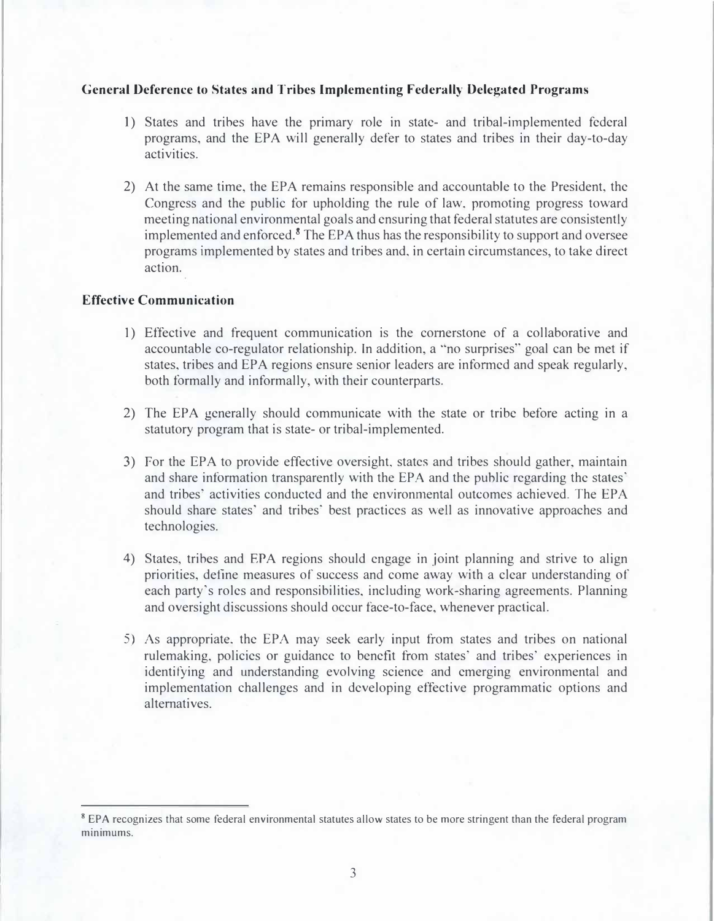**General Deference to States and Tribes Implementing Federally Delegated Programs**

1) States and tribes have the primary role in state- and tribal-implemented federal programs, and the EPA will generally defer to states and tribes in their day-to-day activities.

2) At the same time, the EPA remains responsible and accountable to the President, the Congress and the public for upholding the rule of law, promoting progress toward meeting national environmental goals and ensuring that federal statutes are consistently implemented and enforced.[8] The EPA thus has the responsibility to support and oversee programs implemented by states and tribes and, in certain circumstances, to take direct action.

**Effective Communication**

1) Effective and frequent communication is the cornerstone of a collaborative and accountable co-regulator relationship. In addition, a "no surprises" goal can be met if states, tribes and EPA regions ensure senior leaders are informed and speak regularly, both formally and informally, with their counterparts.

2) The EPA generally should communicate with the state or tribe before acting in a statutory program that is state- or tribal-implemented.

3) For the EPA to provide effective oversight, states and tribes should gather, maintain and share information transparently with the EPA and the public regarding the states' and tribes' activities conducted and the environmental outcomes achieved. The EPA should share states' and tribes' best practices as well as innovative approaches and technologies.

4) States, tribes and EPA regions should engage in joint planning and strive to align priorities, define measures of success and come away with a clear understanding of each party's roles and responsibilities, including work-sharing agreements. Planning and oversight discussions should occur face-to-face, whenever practical.

5) As appropriate, the EPA may seek early input from states and tribes on national rulemaking, policies or guidance to benefit from states' and tribes' experiences in identifying and understanding evolving science and emerging environmental and implementation challenges and in developing effective programmatic options and alternatives.

---

[8] EPA recognizes that some federal environmental statutes allow states to be more stringent than the federal program minimums.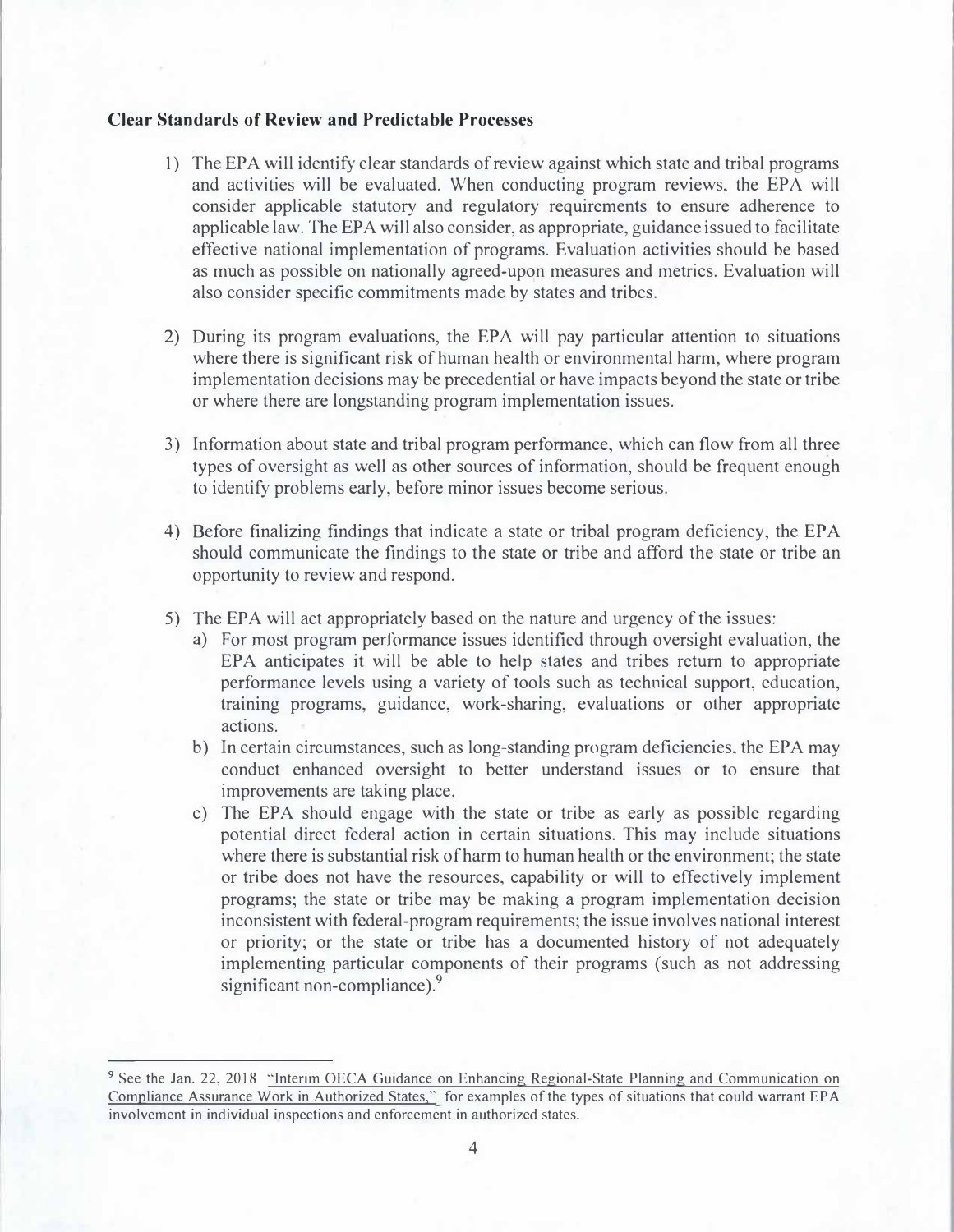**Clear Standards of Review and Predictable Processes**

1) The EPA will identify clear standards of review against which state and tribal programs and activities will be evaluated. When conducting program reviews, the EPA will consider applicable statutory and regulatory requirements to ensure adherence to applicable law. The EPA will also consider, as appropriate, guidance issued to facilitate effective national implementation of programs. Evaluation activities should be based as much as possible on nationally agreed-upon measures and metrics. Evaluation will also consider specific commitments made by states and tribes.

2) During its program evaluations, the EPA will pay particular attention to situations where there is significant risk of human health or environmental harm, where program implementation decisions may be precedential or have impacts beyond the state or tribe or where there are longstanding program implementation issues.

3) Information about state and tribal program performance, which can flow from all three types of oversight as well as other sources of information, should be frequent enough to identify problems early, before minor issues become serious.

4) Before finalizing findings that indicate a state or tribal program deficiency, the EPA should communicate the findings to the state or tribe and afford the state or tribe an opportunity to review and respond.

5) The EPA will act appropriately based on the nature and urgency of the issues:
   a) For most program performance issues identified through oversight evaluation, the EPA anticipates it will be able to help states and tribes return to appropriate performance levels using a variety of tools such as technical support, education, training programs, guidance, work-sharing, evaluations or other appropriate actions.
   b) In certain circumstances, such as long-standing program deficiencies, the EPA may conduct enhanced oversight to better understand issues or to ensure that improvements are taking place.
   c) The EPA should engage with the state or tribe as early as possible regarding potential direct federal action in certain situations. This may include situations where there is substantial risk of harm to human health or the environment; the state or tribe does not have the resources, capability or will to effectively implement programs; the state or tribe may be making a program implementation decision inconsistent with federal-program requirements; the issue involves national interest or priority; or the state or tribe has a documented history of not adequately implementing particular components of their programs (such as not addressing significant non-compliance).[9]

---

[9] See the Jan. 22, 2018 "Interim OECA Guidance on Enhancing Regional-State Planning and Communication on Compliance Assurance Work in Authorized States," for examples of the types of situations that could warrant EPA involvement in individual inspections and enforcement in authorized states.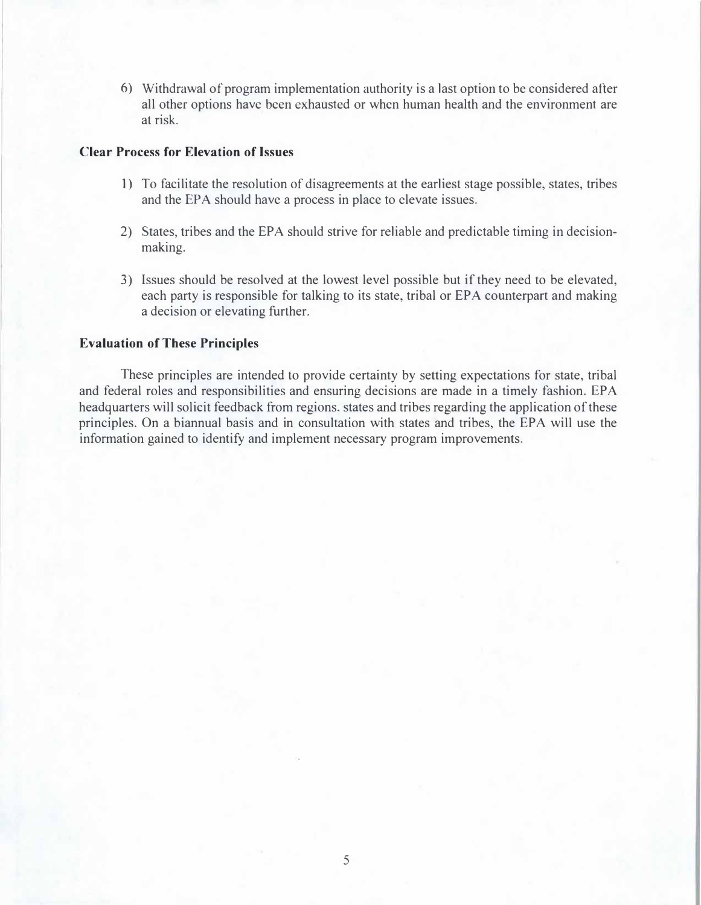6) Withdrawal of program implementation authority is a last option to be considered after all other options have been exhausted or when human health and the environment are at risk.

**Clear Process for Elevation of Issues**

1) To facilitate the resolution of disagreements at the earliest stage possible, states, tribes and the EPA should have a process in place to elevate issues.

2) States, tribes and the EPA should strive for reliable and predictable timing in decision-making.

3) Issues should be resolved at the lowest level possible but if they need to be elevated, each party is responsible for talking to its state, tribal or EPA counterpart and making a decision or elevating further.

**Evaluation of These Principles**

These principles are intended to provide certainty by setting expectations for state, tribal and federal roles and responsibilities and ensuring decisions are made in a timely fashion. EPA headquarters will solicit feedback from regions, states and tribes regarding the application of these principles. On a biannual basis and in consultation with states and tribes, the EPA will use the information gained to identify and implement necessary program improvements.